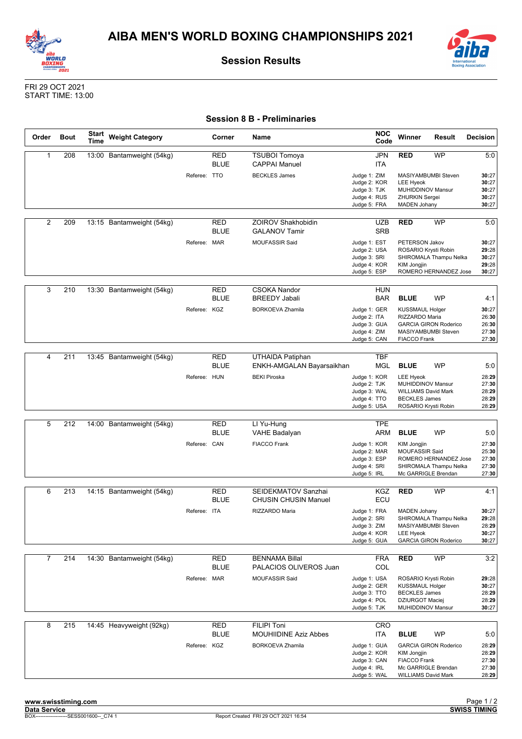# AIBA MEN'S WORLD BOXING CHAMPIONSHIPS 2021

## Session Results

FRI 29 OCT 2021
START TIME: 13:00

### Session 8 B - Preliminaries

| Order | Bout | Start Time | Weight Category | Corner | Name | NOC Code | Winner | Result | Decision |
|---|---|---|---|---|---|---|---|---|---|
| 1 | 208 | 13:00 | Bantamweight (54kg) | RED | TSUBOI Tomoya | JPN | **RED** | WP | 5:0 |
| | | | | BLUE | CAPPAI Manuel | ITA | | | |
| | | | Referee: | TTO | BECKLES James | Judge 1: ZIM | MASIYAMBUMBI Steven | | **30**:27 |
| | | | | | | Judge 2: KOR | LEE Hyeok | | **30**:27 |
| | | | | | | Judge 3: TJK | MUHIDDINOV Mansur | | **30**:27 |
| | | | | | | Judge 4: RUS | ZHURKIN Sergei | | **30**:27 |
| | | | | | | Judge 5: FRA | MADEN Johany | | **30**:27 |
| 2 | 209 | 13:15 | Bantamweight (54kg) | RED | ZOIROV Shakhobidin | UZB | **RED** | WP | 5:0 |
| | | | | BLUE | GALANOV Tamir | SRB | | | |
| | | | Referee: | MAR | MOUFASSIR Said | Judge 1: EST | PETERSON Jakov | | **30**:27 |
| | | | | | | Judge 2: USA | ROSARIO Krysti Robin | | **29**:28 |
| | | | | | | Judge 3: SRI | SHIROMALA Thampu Nelka | | **30**:27 |
| | | | | | | Judge 4: KOR | KIM Jongjin | | **29**:28 |
| | | | | | | Judge 5: ESP | ROMERO HERNANDEZ Jose | | **30**:27 |
| 3 | 210 | 13:30 | Bantamweight (54kg) | RED | CSOKA Nandor | HUN | | | |
| | | | | BLUE | BREEDY Jabali | BAR | **BLUE** | WP | 4:1 |
| | | | Referee: | KGZ | BORKOEVA Zhamila | Judge 1: GER | KUSSMAUL Holger | | **30**:27 |
| | | | | | | Judge 2: ITA | RIZZARDO Maria | | 26:**30** |
| | | | | | | Judge 3: GUA | GARCIA GIRON Roderico | | 26:**30** |
| | | | | | | Judge 4: ZIM | MASIYAMBUMBI Steven | | 27:**30** |
| | | | | | | Judge 5: CAN | FIACCO Frank | | 27:**30** |
| 4 | 211 | 13:45 | Bantamweight (54kg) | RED | UTHAIDA Patiphan | TBF | | | |
| | | | | BLUE | ENKH-AMGALAN Bayarsaikhan | MGL | **BLUE** | WP | 5:0 |
| | | | Referee: | HUN | BEKI Piroska | Judge 1: KOR | LEE Hyeok | | 28:**29** |
| | | | | | | Judge 2: TJK | MUHIDDINOV Mansur | | 27:**30** |
| | | | | | | Judge 3: WAL | WILLIAMS David Mark | | 28:**29** |
| | | | | | | Judge 4: TTO | BECKLES James | | 28:**29** |
| | | | | | | Judge 5: USA | ROSARIO Krysti Robin | | 28:**29** |
| 5 | 212 | 14:00 | Bantamweight (54kg) | RED | LI Yu-Hung | TPE | | | |
| | | | | BLUE | VAHE Badalyan | ARM | **BLUE** | WP | 5:0 |
| | | | Referee: | CAN | FIACCO Frank | Judge 1: KOR | KIM Jongjin | | 27:**30** |
| | | | | | | Judge 2: MAR | MOUFASSIR Said | | 25:**30** |
| | | | | | | Judge 3: ESP | ROMERO HERNANDEZ Jose | | 27:**30** |
| | | | | | | Judge 4: SRI | SHIROMALA Thampu Nelka | | 27:**30** |
| | | | | | | Judge 5: IRL | Mc GARRIGLE Brendan | | 27:**30** |
| 6 | 213 | 14:15 | Bantamweight (54kg) | RED | SEIDEKMATOV Sanzhai | KGZ | **RED** | WP | 4:1 |
| | | | | BLUE | CHUSIN CHUSIN Manuel | ECU | | | |
| | | | Referee: | ITA | RIZZARDO Maria | Judge 1: FRA | MADEN Johany | | **30**:27 |
| | | | | | | Judge 2: SRI | SHIROMALA Thampu Nelka | | **29**:28 |
| | | | | | | Judge 3: ZIM | MASIYAMBUMBI Steven | | 28:**29** |
| | | | | | | Judge 4: KOR | LEE Hyeok | | **30**:27 |
| | | | | | | Judge 5: GUA | GARCIA GIRON Roderico | | **30**:27 |
| 7 | 214 | 14:30 | Bantamweight (54kg) | RED | BENNAMA Billal | FRA | **RED** | WP | 3:2 |
| | | | | BLUE | PALACIOS OLIVEROS Juan | COL | | | |
| | | | Referee: | MAR | MOUFASSIR Said | Judge 1: USA | ROSARIO Krysti Robin | | **29**:28 |
| | | | | | | Judge 2: GER | KUSSMAUL Holger | | **30**:27 |
| | | | | | | Judge 3: TTO | BECKLES James | | 28:**29** |
| | | | | | | Judge 4: POL | DZIURGOT Maciej | | 28:**29** |
| | | | | | | Judge 5: TJK | MUHIDDINOV Mansur | | **30**:27 |
| 8 | 215 | 14:45 | Heavyweight (92kg) | RED | FILIPI Toni | CRO | | | |
| | | | | BLUE | MOUHIIDINE Aziz Abbes | ITA | **BLUE** | WP | 5:0 |
| | | | Referee: | KGZ | BORKOEVA Zhamila | Judge 1: GUA | GARCIA GIRON Roderico | | 28:**29** |
| | | | | | | Judge 2: KOR | KIM Jongjin | | 28:**29** |
| | | | | | | Judge 3: CAN | FIACCO Frank | | 27:**30** |
| | | | | | | Judge 4: IRL | Mc GARRIGLE Brendan | | 27:**30** |
| | | | | | | Judge 5: WAL | WILLIAMS David Mark | | 28:**29** |

www.swisstiming.com
Data Service
BOX-------------------SESS001600--_C74 1
Report Created FRI 29 OCT 2021 16:54
SWISS TIMING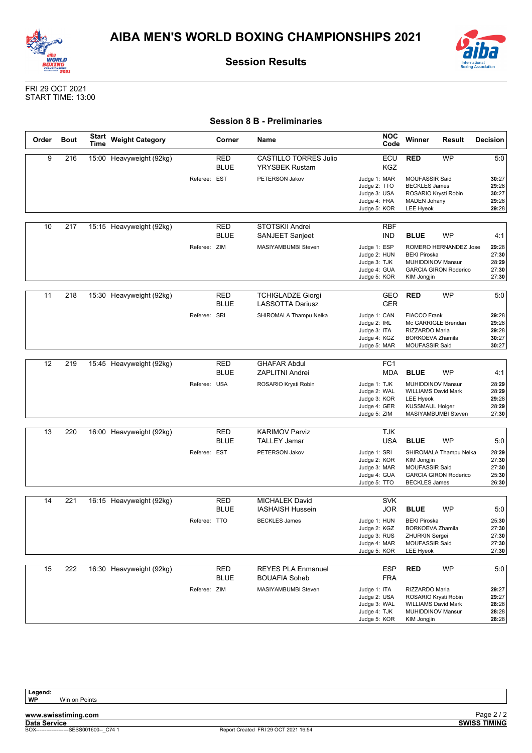# AIBA MEN'S WORLD BOXING CHAMPIONSHIPS 2021

## Session Results

FRI 29 OCT 2021
START TIME: 13:00

### Session 8 B - Preliminaries

| Order | Bout | Start Time | Weight Category | Corner | Name | NOC Code | Winner | Result | Decision |
|---|---|---|---|---|---|---|---|---|---|
| 9 | 216 | 15:00 | Heavyweight (92kg) | RED | CASTILLO TORRES Julio | ECU | RED | WP | 5:0 |
| | | | | BLUE | YRYSBEK Rustam | KGZ | | | |
| | | | | Referee: EST | PETERSON Jakov | Judge 1: MAR | MOUFASSIR Said | | **30**:27 |
| | | | | | | Judge 2: TTO | BECKLES James | | **29**:28 |
| | | | | | | Judge 3: USA | ROSARIO Krysti Robin | | **30**:27 |
| | | | | | | Judge 4: FRA | MADEN Johany | | **29**:28 |
| | | | | | | Judge 5: KOR | LEE Hyeok | | **29**:28 |
| 10 | 217 | 15:15 | Heavyweight (92kg) | RED | STOTSKII Andrei | RBF | | | |
| | | | | BLUE | SANJEET Sanjeet | IND | BLUE | WP | 4:1 |
| | | | | Referee: ZIM | MASIYAMBUMBI Steven | Judge 1: ESP | ROMERO HERNANDEZ Jose | | **29**:28 |
| | | | | | | Judge 2: HUN | BEKI Piroska | | 27:**30** |
| | | | | | | Judge 3: TJK | MUHIDDINOV Mansur | | 28:**29** |
| | | | | | | Judge 4: GUA | GARCIA GIRON Roderico | | 27:**30** |
| | | | | | | Judge 5: KOR | KIM Jongjin | | 27:**30** |
| 11 | 218 | 15:30 | Heavyweight (92kg) | RED | TCHIGLADZE Giorgi | GEO | RED | WP | 5:0 |
| | | | | BLUE | LASSOTTA Dariusz | GER | | | |
| | | | | Referee: SRI | SHIROMALA Thampu Nelka | Judge 1: CAN | FIACCO Frank | | **29**:28 |
| | | | | | | Judge 2: IRL | Mc GARRIGLE Brendan | | **29**:28 |
| | | | | | | Judge 3: ITA | RIZZARDO Maria | | **29**:28 |
| | | | | | | Judge 4: KGZ | BORKOEVA Zhamila | | **30**:27 |
| | | | | | | Judge 5: MAR | MOUFASSIR Said | | **30**:27 |
| 12 | 219 | 15:45 | Heavyweight (92kg) | RED | GHAFAR Abdul | FC1 | | | |
| | | | | BLUE | ZAPLITNI Andrei | MDA | BLUE | WP | 4:1 |
| | | | | Referee: USA | ROSARIO Krysti Robin | Judge 1: TJK | MUHIDDINOV Mansur | | 28:**29** |
| | | | | | | Judge 2: WAL | WILLIAMS David Mark | | 28:**29** |
| | | | | | | Judge 3: KOR | LEE Hyeok | | **29**:28 |
| | | | | | | Judge 4: GER | KUSSMAUL Holger | | 28:**29** |
| | | | | | | Judge 5: ZIM | MASIYAMBUMBI Steven | | 27:**30** |
| 13 | 220 | 16:00 | Heavyweight (92kg) | RED | KARIMOV Parviz | TJK | | | |
| | | | | BLUE | TALLEY Jamar | USA | BLUE | WP | 5:0 |
| | | | | Referee: EST | PETERSON Jakov | Judge 1: SRI | SHIROMALA Thampu Nelka | | 28:**29** |
| | | | | | | Judge 2: KOR | KIM Jongjin | | 27:**30** |
| | | | | | | Judge 3: MAR | MOUFASSIR Said | | 27:**30** |
| | | | | | | Judge 4: GUA | GARCIA GIRON Roderico | | 25:**30** |
| | | | | | | Judge 5: TTO | BECKLES James | | 26:**30** |
| 14 | 221 | 16:15 | Heavyweight (92kg) | RED | MICHALEK David | SVK | | | |
| | | | | BLUE | IASHAISH Hussein | JOR | BLUE | WP | 5:0 |
| | | | | Referee: TTO | BECKLES James | Judge 1: HUN | BEKI Piroska | | 25:**30** |
| | | | | | | Judge 2: KGZ | BORKOEVA Zhamila | | 27:**30** |
| | | | | | | Judge 3: RUS | ZHURKIN Sergei | | 27:**30** |
| | | | | | | Judge 4: MAR | MOUFASSIR Said | | 27:**30** |
| | | | | | | Judge 5: KOR | LEE Hyeok | | 27:**30** |
| 15 | 222 | 16:30 | Heavyweight (92kg) | RED | REYES PLA Enmanuel | ESP | RED | WP | 5:0 |
| | | | | BLUE | BOUAFIA Soheb | FRA | | | |
| | | | | Referee: ZIM | MASIYAMBUMBI Steven | Judge 1: ITA | RIZZARDO Maria | | **29**:27 |
| | | | | | | Judge 2: USA | ROSARIO Krysti Robin | | **29**:27 |
| | | | | | | Judge 3: WAL | WILLIAMS David Mark | | **28**:28 |
| | | | | | | Judge 4: TJK | MUHIDDINOV Mansur | | **28**:28 |
| | | | | | | Judge 5: KOR | KIM Jongjin | | **28**:28 |

**Legend:**
**WP** Win on Points

**www.swisstiming.com**
**Data Service** **SWISS TIMING**
BOX-------------------SESS001600--_C74 1 Report Created FRI 29 OCT 2021 16:54